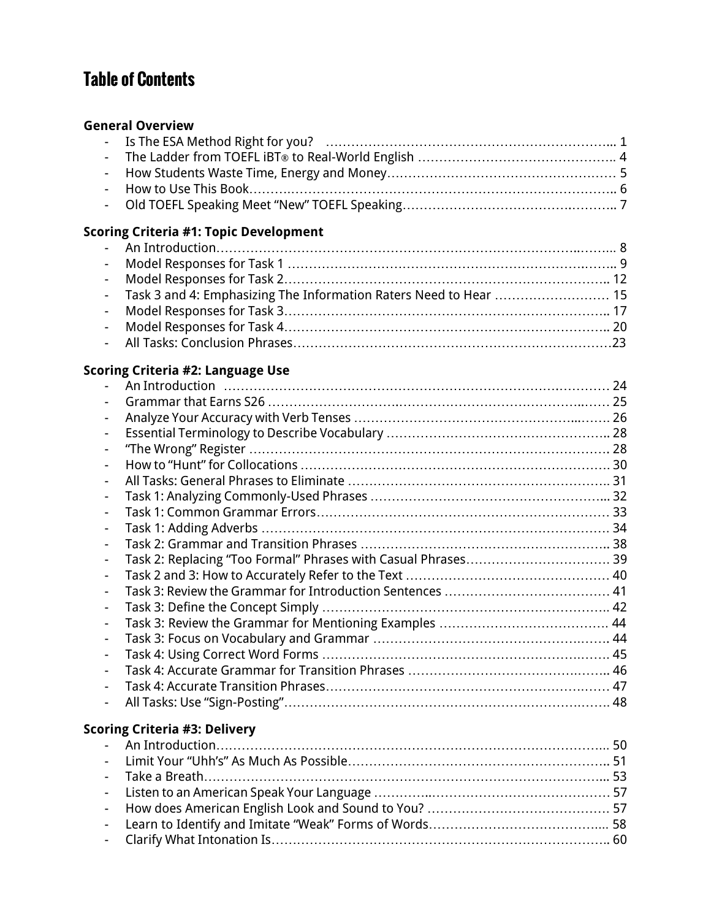# Table of Contents

**General Overview**

- Is The ESA Method Right for you? ... 1
- The Ladder from TOEFL iBT® to Real-World English ... 4
- How Students Waste Time, Energy and Money ... 5
- How to Use This Book ... 6
- Old TOEFL Speaking Meet "New" TOEFL Speaking ... 7

**Scoring Criteria #1: Topic Development**

- An Introduction ... 8
- Model Responses for Task 1 ... 9
- Model Responses for Task 2 ... 12
- Task 3 and 4: Emphasizing The Information Raters Need to Hear ... 15
- Model Responses for Task 3 ... 17
- Model Responses for Task 4 ... 20
- All Tasks: Conclusion Phrases ... 23

**Scoring Criteria #2: Language Use**

- An Introduction ... 24
- Grammar that Earns S26 ... 25
- Analyze Your Accuracy with Verb Tenses ... 26
- Essential Terminology to Describe Vocabulary ... 28
- "The Wrong" Register ... 28
- How to "Hunt" for Collocations ... 30
- All Tasks: General Phrases to Eliminate ... 31
- Task 1: Analyzing Commonly-Used Phrases ... 32
- Task 1: Common Grammar Errors ... 33
- Task 1: Adding Adverbs ... 34
- Task 2: Grammar and Transition Phrases ... 38
- Task 2: Replacing "Too Formal" Phrases with Casual Phrases ... 39
- Task 2 and 3: How to Accurately Refer to the Text ... 40
- Task 3: Review the Grammar for Introduction Sentences ... 41
- Task 3: Define the Concept Simply ... 42
- Task 3: Review the Grammar for Mentioning Examples ... 44
- Task 3: Focus on Vocabulary and Grammar ... 44
- Task 4: Using Correct Word Forms ... 45
- Task 4: Accurate Grammar for Transition Phrases ... 46
- Task 4: Accurate Transition Phrases ... 47
- All Tasks: Use "Sign-Posting" ... 48

**Scoring Criteria #3: Delivery**

- An Introduction ... 50
- Limit Your "Uhh's" As Much As Possible ... 51
- Take a Breath ... 53
- Listen to an American Speak Your Language ... 57
- How does American English Look and Sound to You? ... 57
- Learn to Identify and Imitate "Weak" Forms of Words ... 58
- Clarify What Intonation Is ... 60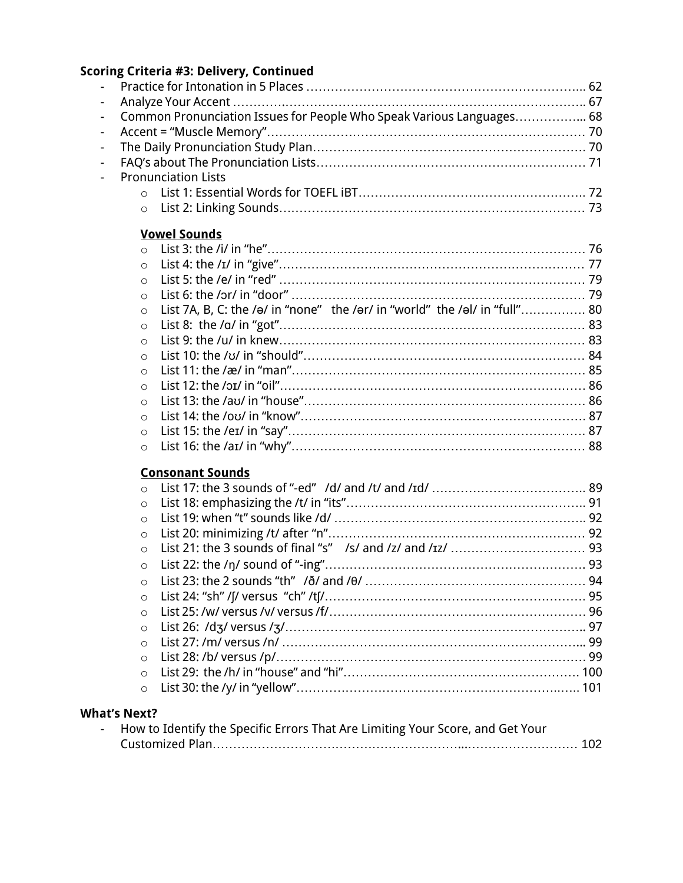**Scoring Criteria #3: Delivery, Continued**

- Practice for Intonation in 5 Places ..... 62
- Analyze Your Accent ..... 67
- Common Pronunciation Issues for People Who Speak Various Languages..... 68
- Accent = "Muscle Memory"..... 70
- The Daily Pronunciation Study Plan..... 70
- FAQ's about The Pronunciation Lists..... 71
- Pronunciation Lists
  - List 1: Essential Words for TOEFL iBT..... 72
  - List 2: Linking Sounds..... 73

  **Vowel Sounds**

  - List 3: the /i/ in "he"..... 76
  - List 4: the /ɪ/ in "give"..... 77
  - List 5: the /e/ in "red" ..... 79
  - List 6: the /ɔr/ in "door" ..... 79
  - List 7A, B, C: the /ə/ in "none" the /ər/ in "world" the /əl/ in "full"..... 80
  - List 8: the /ɑ/ in "got"..... 83
  - List 9: the /u/ in knew..... 83
  - List 10: the /ʊ/ in "should"..... 84
  - List 11: the /æ/ in "man"..... 85
  - List 12: the /ɔɪ/ in "oil"..... 86
  - List 13: the /aʊ/ in "house"..... 86
  - List 14: the /oʊ/ in "know"..... 87
  - List 15: the /eɪ/ in "say"..... 87
  - List 16: the /aɪ/ in "why"..... 88

  **Consonant Sounds**

  - List 17: the 3 sounds of "-ed" /d/ and /t/ and /ɪd/ ..... 89
  - List 18: emphasizing the /t/ in "its"..... 91
  - List 19: when "t" sounds like /d/ ..... 92
  - List 20: minimizing /t/ after "n"..... 92
  - List 21: the 3 sounds of final "s" /s/ and /z/ and /ɪz/ ..... 93
  - List 22: the /ŋ/ sound of "-ing"..... 93
  - List 23: the 2 sounds "th" /ð/ and /θ/ ..... 94
  - List 24: "sh" /ʃ/ versus "ch" /tʃ/..... 95
  - List 25: /w/ versus /v/ versus /f/..... 96
  - List 26: /dʒ/ versus /ʒ/..... 97
  - List 27: /m/ versus /n/ ..... 99
  - List 28: /b/ versus /p/..... 99
  - List 29: the /h/ in "house" and "hi"..... 100
  - List 30: the /y/ in "yellow"..... 101

**What's Next?**

- How to Identify the Specific Errors That Are Limiting Your Score, and Get Your Customized Plan..... 102